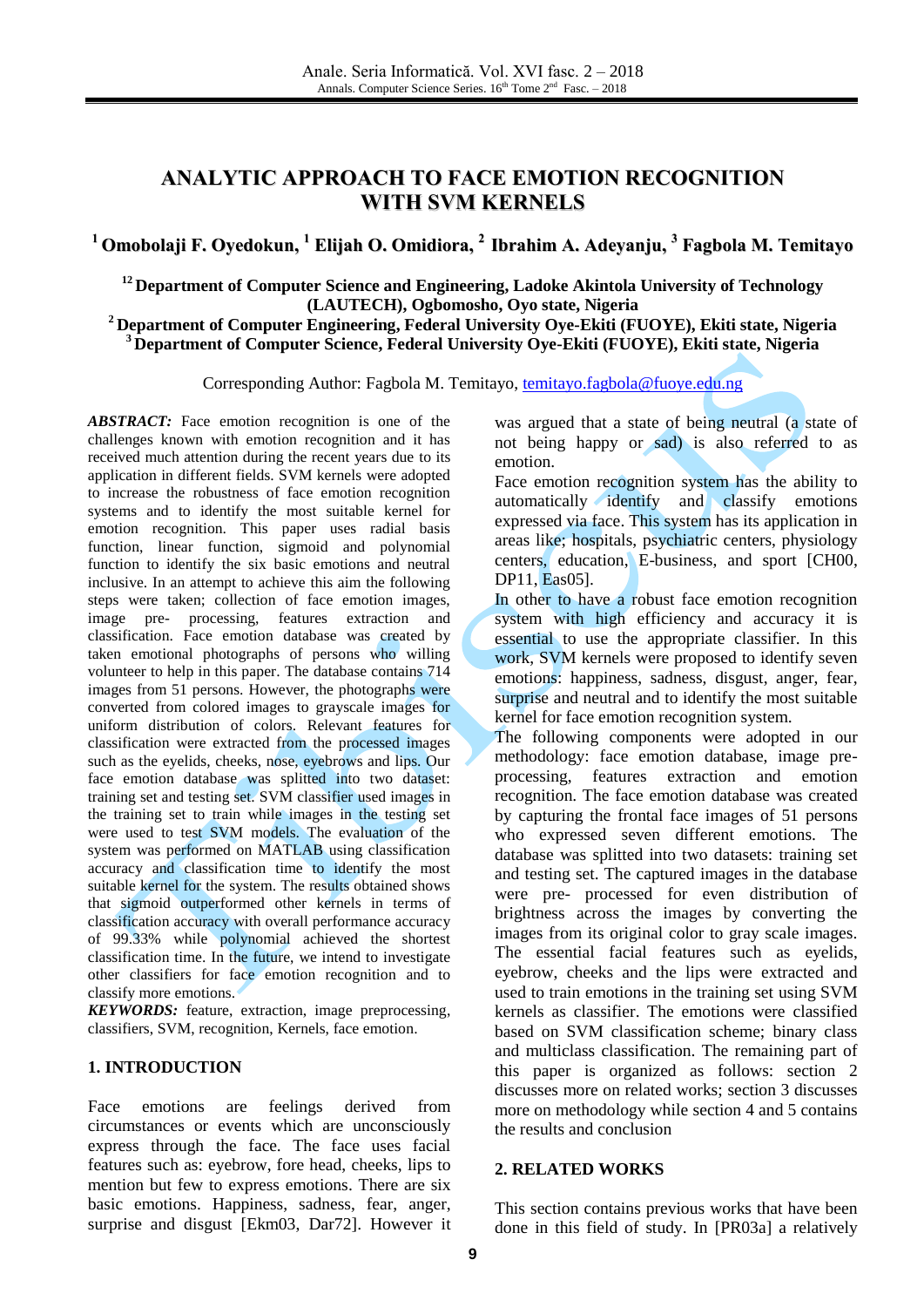# ANALYTIC APPROACH TO FACE EMOTION RECOGNITION WITH SVM KERNELS

**[1] Omobolaji F. Oyedokun, [1] Elijah O. Omidiora, [2] Ibrahim A. Adeyanju, [3] Fagbola M. Temitayo**

**[12] Department of Computer Science and Engineering, Ladoke Akintola University of Technology (LAUTECH), Ogbomosho, Oyo state, Nigeria**
**[2] Department of Computer Engineering, Federal University Oye-Ekiti (FUOYE), Ekiti state, Nigeria**
**[3] Department of Computer Science, Federal University Oye-Ekiti (FUOYE), Ekiti state, Nigeria**

Corresponding Author: Fagbola M. Temitayo, temitayo.fagbola@fuoye.edu.ng

***ABSTRACT:*** Face emotion recognition is one of the challenges known with emotion recognition and it has received much attention during the recent years due to its application in different fields. SVM kernels were adopted to increase the robustness of face emotion recognition systems and to identify the most suitable kernel for emotion recognition. This paper uses radial basis function, linear function, sigmoid and polynomial function to identify the six basic emotions and neutral inclusive. In an attempt to achieve this aim the following steps were taken; collection of face emotion images, image pre- processing, features extraction and classification. Face emotion database was created by taken emotional photographs of persons who willing volunteer to help in this paper. The database contains 714 images from 51 persons. However, the photographs were converted from colored images to grayscale images for uniform distribution of colors. Relevant features for classification were extracted from the processed images such as the eyelids, cheeks, nose, eyebrows and lips. Our face emotion database was splitted into two dataset: training set and testing set. SVM classifier used images in the training set to train while images in the testing set were used to test SVM models. The evaluation of the system was performed on MATLAB using classification accuracy and classification time to identify the most suitable kernel for the system. The results obtained shows that sigmoid outperformed other kernels in terms of classification accuracy with overall performance accuracy of 99.33% while polynomial achieved the shortest classification time. In the future, we intend to investigate other classifiers for face emotion recognition and to classify more emotions.

***KEYWORDS:*** feature, extraction, image preprocessing, classifiers, SVM, recognition, Kernels, face emotion.

## 1. INTRODUCTION

Face emotions are feelings derived from circumstances or events which are unconsciously express through the face. The face uses facial features such as: eyebrow, fore head, cheeks, lips to mention but few to express emotions. There are six basic emotions. Happiness, sadness, fear, anger, surprise and disgust [Ekm03, Dar72]. However it was argued that a state of being neutral (a state of not being happy or sad) is also referred to as emotion.

Face emotion recognition system has the ability to automatically identify and classify emotions expressed via face. This system has its application in areas like; hospitals, psychiatric centers, physiology centers, education, E-business, and sport [CH00, DP11, Eas05].

In other to have a robust face emotion recognition system with high efficiency and accuracy it is essential to use the appropriate classifier. In this work, SVM kernels were proposed to identify seven emotions: happiness, sadness, disgust, anger, fear, surprise and neutral and to identify the most suitable kernel for face emotion recognition system.

The following components were adopted in our methodology: face emotion database, image pre-processing, features extraction and emotion recognition. The face emotion database was created by capturing the frontal face images of 51 persons who expressed seven different emotions. The database was splitted into two datasets: training set and testing set. The captured images in the database were pre- processed for even distribution of brightness across the images by converting the images from its original color to gray scale images. The essential facial features such as eyelids, eyebrow, cheeks and the lips were extracted and used to train emotions in the training set using SVM kernels as classifier. The emotions were classified based on SVM classification scheme; binary class and multiclass classification. The remaining part of this paper is organized as follows: section 2 discusses more on related works; section 3 discusses more on methodology while section 4 and 5 contains the results and conclusion

## 2. RELATED WORKS

This section contains previous works that have been done in this field of study. In [PR03a] a relatively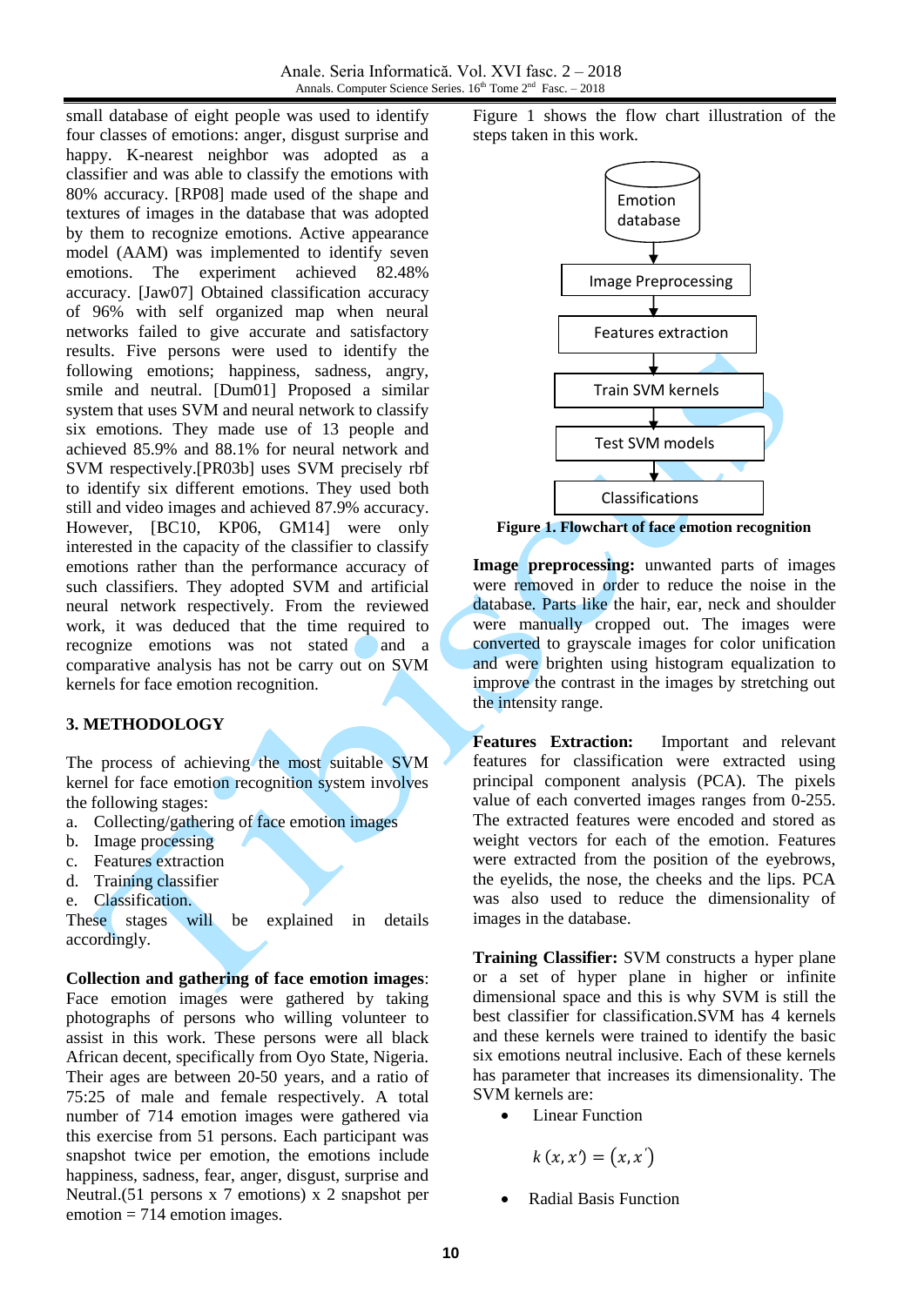small database of eight people was used to identify four classes of emotions: anger, disgust surprise and happy. K-nearest neighbor was adopted as a classifier and was able to classify the emotions with 80% accuracy. [RP08] made used of the shape and textures of images in the database that was adopted by them to recognize emotions. Active appearance model (AAM) was implemented to identify seven emotions. The experiment achieved 82.48% accuracy. [Jaw07] Obtained classification accuracy of 96% with self organized map when neural networks failed to give accurate and satisfactory results. Five persons were used to identify the following emotions; happiness, sadness, angry, smile and neutral. [Dum01] Proposed a similar system that uses SVM and neural network to classify six emotions. They made use of 13 people and achieved 85.9% and 88.1% for neural network and SVM respectively.[PR03b] uses SVM precisely rbf to identify six different emotions. They used both still and video images and achieved 87.9% accuracy. However, [BC10, KP06, GM14] were only interested in the capacity of the classifier to classify emotions rather than the performance accuracy of such classifiers. They adopted SVM and artificial neural network respectively. From the reviewed work, it was deduced that the time required to recognize emotions was not stated and a comparative analysis has not be carry out on SVM kernels for face emotion recognition.

## 3. METHODOLOGY

The process of achieving the most suitable SVM kernel for face emotion recognition system involves the following stages:

a. Collecting/gathering of face emotion images
b. Image processing
c. Features extraction
d. Training classifier
e. Classification.

These stages will be explained in details accordingly.

**Collection and gathering of face emotion images**: Face emotion images were gathered by taking photographs of persons who willing volunteer to assist in this work. These persons were all black African decent, specifically from Oyo State, Nigeria. Their ages are between 20-50 years, and a ratio of 75:25 of male and female respectively. A total number of 714 emotion images were gathered via this exercise from 51 persons. Each participant was snapshot twice per emotion, the emotions include happiness, sadness, fear, anger, disgust, surprise and Neutral.(51 persons x 7 emotions) x 2 snapshot per emotion = 714 emotion images.

Figure 1 shows the flow chart illustration of the steps taken in this work.

Emotion database → Image Preprocessing → Features extraction → Train SVM kernels → Test SVM models → Classifications

**Figure 1. Flowchart of face emotion recognition**

**Image preprocessing:** unwanted parts of images were removed in order to reduce the noise in the database. Parts like the hair, ear, neck and shoulder were manually cropped out. The images were converted to grayscale images for color unification and were brighten using histogram equalization to improve the contrast in the images by stretching out the intensity range.

**Features Extraction:** Important and relevant features for classification were extracted using principal component analysis (PCA). The pixels value of each converted images ranges from 0-255. The extracted features were encoded and stored as weight vectors for each of the emotion. Features were extracted from the position of the eyebrows, the eyelids, the nose, the cheeks and the lips. PCA was also used to reduce the dimensionality of images in the database.

**Training Classifier:** SVM constructs a hyper plane or a set of hyper plane in higher or infinite dimensional space and this is why SVM is still the best classifier for classification.SVM has 4 kernels and these kernels were trained to identify the basic six emotions neutral inclusive. Each of these kernels has parameter that increases its dimensionality. The SVM kernels are:

- Linear Function

$$k(x, x') = (x, x')$$

- Radial Basis Function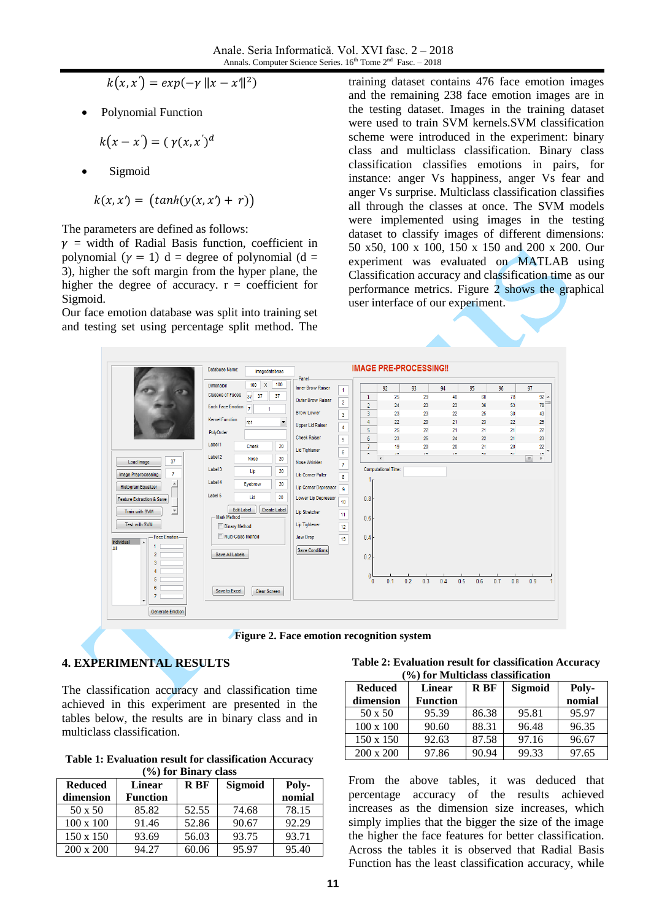$$k(x,x') = exp(-\gamma \|x - x'\|^2)$$

- Polynomial Function

$$k(x - x') = (\gamma(x,x')^d$$

- Sigmoid

$$k(x,x') = (tanh(y(x,x') + r))$$

The parameters are defined as follows:
$\gamma$ = width of Radial Basis function, coefficient in polynomial ($\gamma = 1$) d = degree of polynomial (d = 3), higher the soft margin from the hyper plane, the higher the degree of accuracy. r = coefficient for Sigmoid.
Our face emotion database was split into training set and testing set using percentage split method. The training dataset contains 476 face emotion images and the remaining 238 face emotion images are in the testing dataset. Images in the training dataset were used to train SVM kernels.SVM classification scheme were introduced in the experiment: binary class and multiclass classification. Binary class classification classifies emotions in pairs, for instance: anger Vs happiness, anger Vs fear and anger Vs surprise. Multiclass classification classifies all through the classes at once. The SVM models were implemented using images in the testing dataset to classify images of different dimensions: 50 x50, 100 x 100, 150 x 150 and 200 x 200. Our experiment was evaluated on MATLAB using Classification accuracy and classification time as our performance metrics. Figure 2 shows the graphical user interface of our experiment.

**Figure 2. Face emotion recognition system**

## 4. EXPERIMENTAL RESULTS

The classification accuracy and classification time achieved in this experiment are presented in the tables below, the results are in binary class and in multiclass classification.

**Table 1: Evaluation result for classification Accuracy (%) for Binary class**

| Reduced dimension | Linear Function | R BF | Sigmoid | Poly-nomial |
|---|---|---|---|---|
| 50 x 50 | 85.82 | 52.55 | 74.68 | 78.15 |
| 100 x 100 | 91.46 | 52.86 | 90.67 | 92.29 |
| 150 x 150 | 93.69 | 56.03 | 93.75 | 93.71 |
| 200 x 200 | 94.27 | 60.06 | 95.97 | 95.40 |

**Table 2: Evaluation result for classification Accuracy (%) for Multiclass classification**

| Reduced dimension | Linear Function | R BF | Sigmoid | Poly-nomial |
|---|---|---|---|---|
| 50 x 50 | 95.39 | 86.38 | 95.81 | 95.97 |
| 100 x 100 | 90.60 | 88.31 | 96.48 | 96.35 |
| 150 x 150 | 92.63 | 87.58 | 97.16 | 96.67 |
| 200 x 200 | 97.86 | 90.94 | 99.33 | 97.65 |

From the above tables, it was deduced that percentage accuracy of the results achieved increases as the dimension size increases, which simply implies that the bigger the size of the image the higher the face features for better classification. Across the tables it is observed that Radial Basis Function has the least classification accuracy, while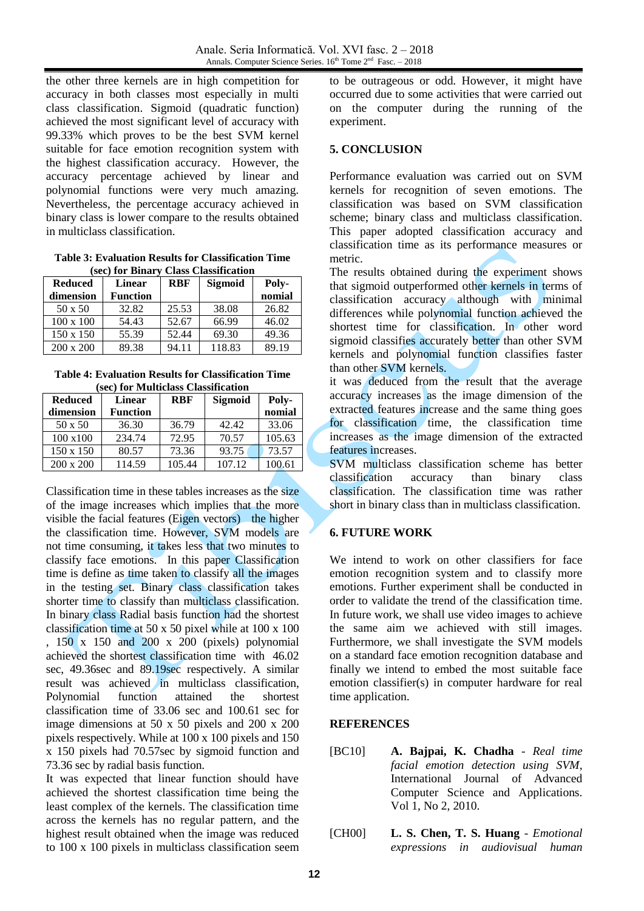the other three kernels are in high competition for accuracy in both classes most especially in multi class classification. Sigmoid (quadratic function) achieved the most significant level of accuracy with 99.33% which proves to be the best SVM kernel suitable for face emotion recognition system with the highest classification accuracy. However, the accuracy percentage achieved by linear and polynomial functions were very much amazing. Nevertheless, the percentage accuracy achieved in binary class is lower compare to the results obtained in multiclass classification.

**Table 3: Evaluation Results for Classification Time (sec) for Binary Class Classification**

| Reduced dimension | Linear Function | RBF | Sigmoid | Poly-nomial |
|---|---|---|---|---|
| 50 x 50 | 32.82 | 25.53 | 38.08 | 26.82 |
| 100 x 100 | 54.43 | 52.67 | 66.99 | 46.02 |
| 150 x 150 | 55.39 | 52.44 | 69.30 | 49.36 |
| 200 x 200 | 89.38 | 94.11 | 118.83 | 89.19 |

**Table 4: Evaluation Results for Classification Time (sec) for Multiclass Classification**

| Reduced dimension | Linear Function | RBF | Sigmoid | Poly-nomial |
|---|---|---|---|---|
| 50 x 50 | 36.30 | 36.79 | 42.42 | 33.06 |
| 100 x100 | 234.74 | 72.95 | 70.57 | 105.63 |
| 150 x 150 | 80.57 | 73.36 | 93.75 | 73.57 |
| 200 x 200 | 114.59 | 105.44 | 107.12 | 100.61 |

Classification time in these tables increases as the size of the image increases which implies that the more visible the facial features (Eigen vectors) the higher the classification time. However, SVM models are not time consuming, it takes less that two minutes to classify face emotions. In this paper Classification time is define as time taken to classify all the images in the testing set. Binary class classification takes shorter time to classify than multiclass classification. In binary class Radial basis function had the shortest classification time at 50 x 50 pixel while at 100 x 100 , 150 x 150 and 200 x 200 (pixels) polynomial achieved the shortest classification time with 46.02 sec, 49.36sec and 89.19sec respectively. A similar result was achieved in multiclass classification, Polynomial function attained the shortest classification time of 33.06 sec and 100.61 sec for image dimensions at 50 x 50 pixels and 200 x 200 pixels respectively. While at 100 x 100 pixels and 150 x 150 pixels had 70.57sec by sigmoid function and 73.36 sec by radial basis function.

It was expected that linear function should have achieved the shortest classification time being the least complex of the kernels. The classification time across the kernels has no regular pattern, and the highest result obtained when the image was reduced to 100 x 100 pixels in multiclass classification seem to be outrageous or odd. However, it might have occurred due to some activities that were carried out on the computer during the running of the experiment.

## 5. CONCLUSION

Performance evaluation was carried out on SVM kernels for recognition of seven emotions. The classification was based on SVM classification scheme; binary class and multiclass classification. This paper adopted classification accuracy and classification time as its performance measures or metric.

The results obtained during the experiment shows that sigmoid outperformed other kernels in terms of classification accuracy although with minimal differences while polynomial function achieved the shortest time for classification. In other word sigmoid classifies accurately better than other SVM kernels and polynomial function classifies faster than other SVM kernels.

it was deduced from the result that the average accuracy increases as the image dimension of the extracted features increase and the same thing goes for classification time, the classification time increases as the image dimension of the extracted features increases.

SVM multiclass classification scheme has better classification accuracy than binary class classification. The classification time was rather short in binary class than in multiclass classification.

## 6. FUTURE WORK

We intend to work on other classifiers for face emotion recognition system and to classify more emotions. Further experiment shall be conducted in order to validate the trend of the classification time. In future work, we shall use video images to achieve the same aim we achieved with still images. Furthermore, we shall investigate the SVM models on a standard face emotion recognition database and finally we intend to embed the most suitable face emotion classifier(s) in computer hardware for real time application.

## REFERENCES

[BC10] **A. Bajpai, K. Chadha** - *Real time facial emotion detection using SVM*, International Journal of Advanced Computer Science and Applications. Vol 1, No 2, 2010.

[CH00] **L. S. Chen, T. S. Huang** - *Emotional expressions in audiovisual human*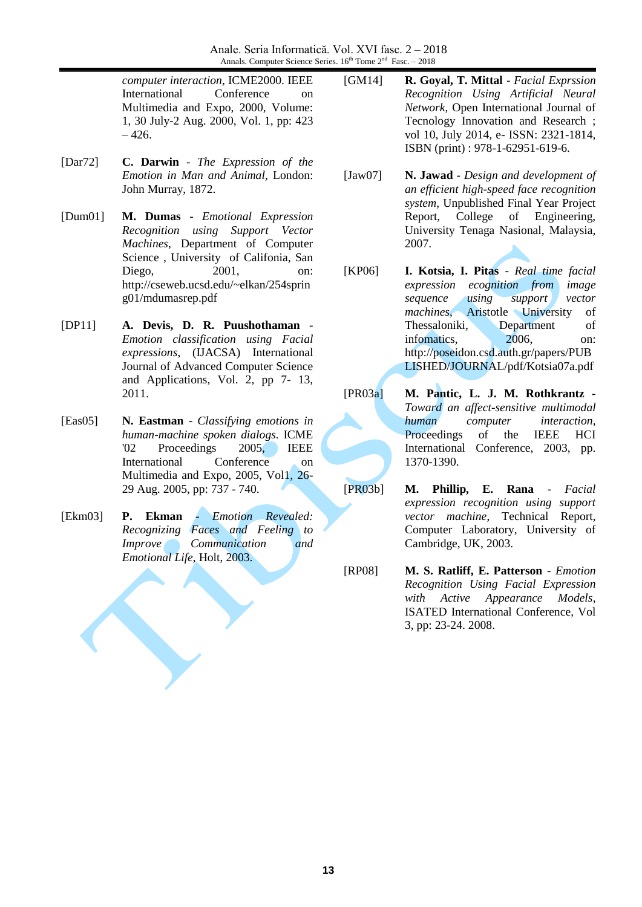*computer interaction*, ICME2000. IEEE International Conference on Multimedia and Expo, 2000, Volume: 1, 30 July-2 Aug. 2000, Vol. 1, pp: 423 – 426.

[Dar72] **C. Darwin** - *The Expression of the Emotion in Man and Animal*, London: John Murray, 1872.

[Dum01] **M. Dumas** - *Emotional Expression Recognition using Support Vector Machines*, Department of Computer Science , University of Califonia, San Diego, 2001, on: http://cseweb.ucsd.edu/~elkan/254spring01/mdumasrep.pdf

[DP11] **A. Devis, D. R. Puushothaman** - *Emotion classification using Facial expressions*, (IJACSA) International Journal of Advanced Computer Science and Applications, Vol. 2, pp 7- 13, 2011.

[Eas05] **N. Eastman** - *Classifying emotions in human-machine spoken dialogs*. ICME '02 Proceedings 2005, IEEE International Conference on Multimedia and Expo, 2005, Vol1, 26-29 Aug. 2005, pp: 737 - 740.

[Ekm03] **P. Ekman** - *Emotion Revealed: Recognizing Faces and Feeling to Improve Communication and Emotional Life*, Holt, 2003.

[GM14] **R. Goyal, T. Mittal** - *Facial Exprssion Recognition Using Artificial Neural Network*, Open International Journal of Tecnology Innovation and Research ; vol 10, July 2014, e- ISSN: 2321-1814, ISBN (print) : 978-1-62951-619-6.

[Jaw07] **N. Jawad** - *Design and development of an efficient high-speed face recognition system*, Unpublished Final Year Project Report, College of Engineering, University Tenaga Nasional, Malaysia, 2007.

[KP06] **I. Kotsia, I. Pitas** - *Real time facial expression ecognition from image sequence using support vector machines*, Aristotle University of Thessaloniki, Department of infomatics, 2006, on: http://poseidon.csd.auth.gr/papers/PUBLISHED/JOURNAL/pdf/Kotsia07a.pdf

[PR03a] **M. Pantic, L. J. M. Rothkrantz** - *Toward an affect-sensitive multimodal human computer interaction*, Proceedings of the IEEE HCI International Conference, 2003, pp. 1370-1390.

[PR03b] **M. Phillip, E. Rana** - *Facial expression recognition using support vector machine*, Technical Report, Computer Laboratory, University of Cambridge, UK, 2003.

[RP08] **M. S. Ratliff, E. Patterson** - *Emotion Recognition Using Facial Expression with Active Appearance Models*, ISATED International Conference, Vol 3, pp: 23-24. 2008.